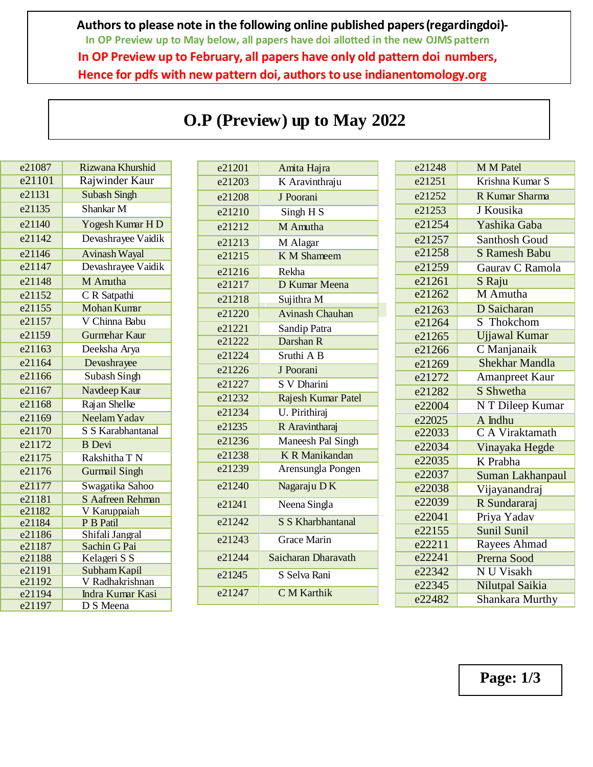**Authors to please note in the following online published papers (regardingdoi)-**

In OP Preview up to May below, all papers have doi allotted in the new OJMS pattern

**In OP Preview up to February, all papers have only old pattern doi numbers,**

**Hence for pdfs with new pattern doi, authors to use indianentomology.org**

# O.P (Preview) up to May 2022

| | |
|---|---|
| e21087 | Rizwana Khurshid |
| e21101 | Rajwinder Kaur |
| e21131 | Subash Singh |
| e21135 | Shankar M |
| e21140 | Yogesh Kumar H D |
| e21142 | Devashrayee Vaidik |
| e21146 | Avinash Wayal |
| e21147 | Devashrayee Vaidik |
| e21148 | M Amutha |
| e21152 | C R Satpathi |
| e21155 | Mohan Kumar |
| e21157 | V Chinna Babu |
| e21159 | Gurmehar Kaur |
| e21163 | Deeksha Arya |
| e21164 | Devashrayee |
| e21166 | Subash Singh |
| e21167 | Navdeep Kaur |
| e21168 | Rajan Shelke |
| e21169 | Neelam Yadav |
| e21170 | S S Karabhantanal |
| e21172 | B Devi |
| e21175 | Rakshitha T N |
| e21176 | Gurmail Singh |
| e21177 | Swagatika Sahoo |
| e21181 | S Aafreen Rehman |
| e21182 | V Karuppaiah |
| e21184 | P B Patil |
| e21186 | Shifali Jangral |
| e21187 | Sachin G Pai |
| e21188 | Kelageri S S |
| e21191 | Subham Kapil |
| e21192 | V Radhakrishnan |
| e21194 | Indra Kumar Kasi |
| e21197 | D S Meena |
| e21201 | Amita Hajra |
| e21203 | K Aravinthraju |
| e21208 | J Poorani |
| e21210 | Singh H S |
| e21212 | M Amutha |
| e21213 | M Alagar |
| e21215 | K M Shameem |
| e21216 | Rekha |
| e21217 | D Kumar Meena |
| e21218 | Sujithra M |
| e21220 | Avinash Chauhan |
| e21221 | Sandip Patra |
| e21222 | Darshan R |
| e21224 | Sruthi A B |
| e21226 | J Poorani |
| e21227 | S V Dharini |
| e21232 | Rajesh Kumar Patel |
| e21234 | U. Pirithiraj |
| e21235 | R Aravintharaj |
| e21236 | Maneesh Pal Singh |
| e21238 | K R Manikandan |
| e21239 | Arensungla Pongen |
| e21240 | Nagaraju D K |
| e21241 | Neena Singla |
| e21242 | S S Kharbhantanal |
| e21243 | Grace Marin |
| e21244 | Saicharan Dharavath |
| e21245 | S Selva Rani |
| e21247 | C M Karthik |
| e21248 | M M Patel |
| e21251 | Krishna Kumar S |
| e21252 | R Kumar Sharma |
| e21253 | J Kousika |
| e21254 | Yashika Gaba |
| e21257 | Santhosh Goud |
| e21258 | S Ramesh Babu |
| e21259 | Gaurav C Ramola |
| e21261 | S Raju |
| e21262 | M Amutha |
| e21263 | D Saicharan |
| e21264 | S Thokchom |
| e21265 | Ujjawal Kumar |
| e21266 | C Manjanaik |
| e21269 | Shekhar Mandla |
| e21272 | Amanpreet Kaur |
| e21282 | S Shwetha |
| e22004 | N T Dileep Kumar |
| e22025 | A Indhu |
| e22033 | C A Viraktamath |
| e22034 | Vinayaka Hegde |
| e22035 | K Prabha |
| e22037 | Suman Lakhanpaul |
| e22038 | Vijayanandraj |
| e22039 | R Sundararaj |
| e22041 | Priya Yadav |
| e22155 | Sunil Sunil |
| e22211 | Rayees Ahmad |
| e22241 | Prerna Sood |
| e22342 | N U Visakh |
| e22345 | Nilutpal Saikia |
| e22482 | Shankara Murthy |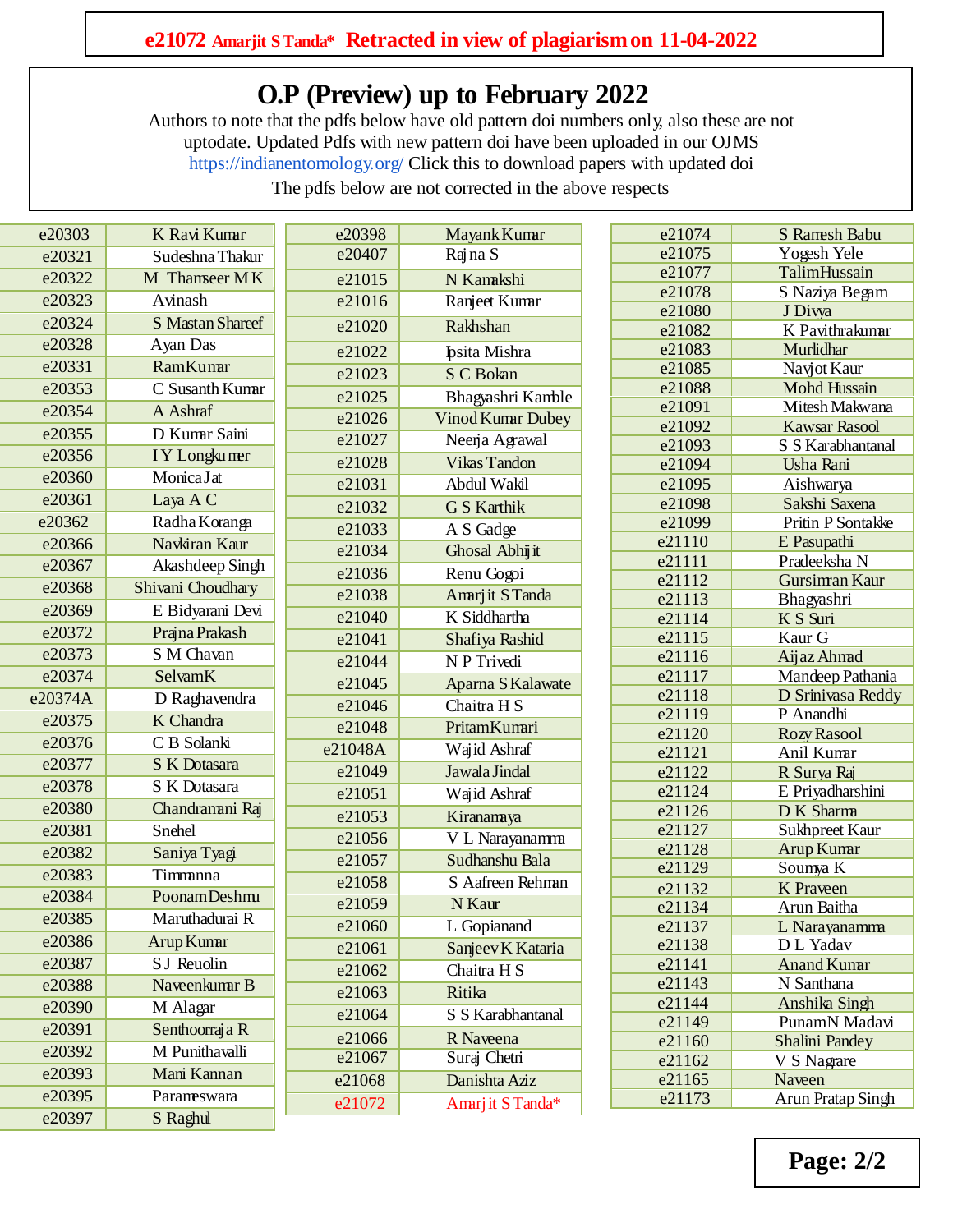**e21072 Amarjit S Tanda* Retracted in view of plagiarism on 11-04-2022**

# O.P (Preview) up to February 2022

Authors to note that the pdfs below have old pattern doi numbers only, also these are not uptodate. Updated Pdfs with new pattern doi have been uploaded in our OJMS https://indianentomology.org/ Click this to download papers with updated doi

The pdfs below are not corrected in the above respects

| | |
|---|---|
| e20303 | K Ravi Kumar |
| e20321 | Sudeshna Thakur |
| e20322 | M Thamseer M K |
| e20323 | Avinash |
| e20324 | S Mastan Shareef |
| e20328 | Ayan Das |
| e20331 | RamKumar |
| e20353 | C Susanth Kumar |
| e20354 | A Ashraf |
| e20355 | D Kumar Saini |
| e20356 | I Y Longkumer |
| e20360 | Monica Jat |
| e20361 | Laya A C |
| e20362 | Radha Koranga |
| e20366 | Navkiran Kaur |
| e20367 | Akashdeep Singh |
| e20368 | Shivani Choudhary |
| e20369 | E Bidyarani Devi |
| e20372 | Prajna Prakash |
| e20373 | S M Chavan |
| e20374 | SelvamK |
| e20374A | D Raghavendra |
| e20375 | K Chandra |
| e20376 | C B Solanki |
| e20377 | S K Dotasara |
| e20378 | S K Dotasara |
| e20380 | Chandramani Raj |
| e20381 | Snehel |
| e20382 | Saniya Tyagi |
| e20383 | Timmanna |
| e20384 | PoonamDeshmu |
| e20385 | Maruthadurai R |
| e20386 | Arup Kumar |
| e20387 | S J Reuolin |
| e20388 | Naveenkumar B |
| e20390 | M Alagar |
| e20391 | Senthoorraja R |
| e20392 | M Punithavalli |
| e20393 | Mani Kannan |
| e20395 | Parameswara |
| e20397 | S Raghul |

| | |
|---|---|
| e20398 | Mayank Kumar |
| e20407 | Rajna S |
| e21015 | N Kamakshi |
| e21016 | Ranjeet Kumar |
| e21020 | Rakhshan |
| e21022 | Ipsita Mishra |
| e21023 | S C Bokan |
| e21025 | Bhagyashri Kamble |
| e21026 | Vinod Kumar Dubey |
| e21027 | Neerja Agrawal |
| e21028 | Vikas Tandon |
| e21031 | Abdul Wakil |
| e21032 | G S Karthik |
| e21033 | A S Gadge |
| e21034 | Ghosal Abhijit |
| e21036 | Renu Gogoi |
| e21038 | Amarjit S Tanda |
| e21040 | K Siddhartha |
| e21041 | Shafiya Rashid |
| e21044 | N P Trivedi |
| e21045 | Aparna S Kalawate |
| e21046 | Chaitra H S |
| e21048 | PritamKumari |
| e21048A | Wajid Ashraf |
| e21049 | Jawala Jindal |
| e21051 | Wajid Ashraf |
| e21053 | Kiranamaya |
| e21056 | V L Narayanamma |
| e21057 | Sudhanshu Bala |
| e21058 | S Aafreen Rehman |
| e21059 | N Kaur |
| e21060 | L Gopianand |
| e21061 | Sanjeev K Kataria |
| e21062 | Chaitra H S |
| e21063 | Ritika |
| e21064 | S S Karabhantanal |
| e21066 | R Naveena |
| e21067 | Suraj Chetri |
| e21068 | Danishta Aziz |
| e21072 | Amarjit S Tanda* |

| | |
|---|---|
| e21074 | S Ramesh Babu |
| e21075 | Yogesh Yele |
| e21077 | TalimHussain |
| e21078 | S Naziya Begam |
| e21080 | J Divya |
| e21082 | K Pavithrakumar |
| e21083 | Murlidhar |
| e21085 | Navjot Kaur |
| e21088 | Mohd Hussain |
| e21091 | Mitesh Makwana |
| e21092 | Kawsar Rasool |
| e21093 | S S Karabhantanal |
| e21094 | Usha Rani |
| e21095 | Aishwarya |
| e21098 | Sakshi Saxena |
| e21099 | Pritin P Sontakke |
| e21110 | E Pasupathi |
| e21111 | Pradeeksha N |
| e21112 | Gursimran Kaur |
| e21113 | Bhagyashri |
| e21114 | K S Suri |
| e21115 | Kaur G |
| e21116 | Aijaz Ahmad |
| e21117 | Mandeep Pathania |
| e21118 | D Srinivasa Reddy |
| e21119 | P Anandhi |
| e21120 | Rozy Rasool |
| e21121 | Anil Kumar |
| e21122 | R Surya Raj |
| e21124 | E Priyadharshini |
| e21126 | D K Sharma |
| e21127 | Sukhpreet Kaur |
| e21128 | Arup Kumar |
| e21129 | Soumya K |
| e21132 | K Praveen |
| e21134 | Arun Baitha |
| e21137 | L Narayanamma |
| e21138 | D L Yadav |
| e21141 | Anand Kumar |
| e21143 | N Santhana |
| e21144 | Anshika Singh |
| e21149 | PunamN Madavi |
| e21160 | Shalini Pandey |
| e21162 | V S Nagrare |
| e21165 | Naveen |
| e21173 | Arun Pratap Singh |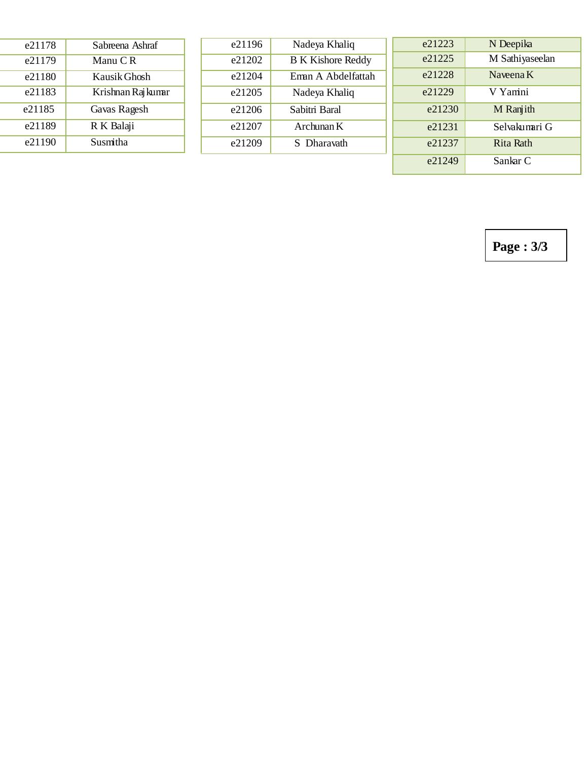| | |
|---|---|
| e21178 | Sabreena Ashraf |
| e21179 | Manu C R |
| e21180 | Kausik Ghosh |
| e21183 | Krishnan Rajkumar |
| e21185 | Gavas Ragesh |
| e21189 | R K Balaji |
| e21190 | Susmitha |

| | |
|---|---|
| e21196 | Nadeya Khaliq |
| e21202 | B K Kishore Reddy |
| e21204 | Eman A Abdelfattah |
| e21205 | Nadeya Khaliq |
| e21206 | Sabitri Baral |
| e21207 | Archunan K |
| e21209 | S Dharavath |

| | |
|---|---|
| e21223 | N Deepika |
| e21225 | M Sathiyaseelan |
| e21228 | Naveena K |
| e21229 | V Yamini |
| e21230 | M Ranjith |
| e21231 | Selvakumari G |
| e21237 | Rita Rath |
| e21249 | Sankar C |